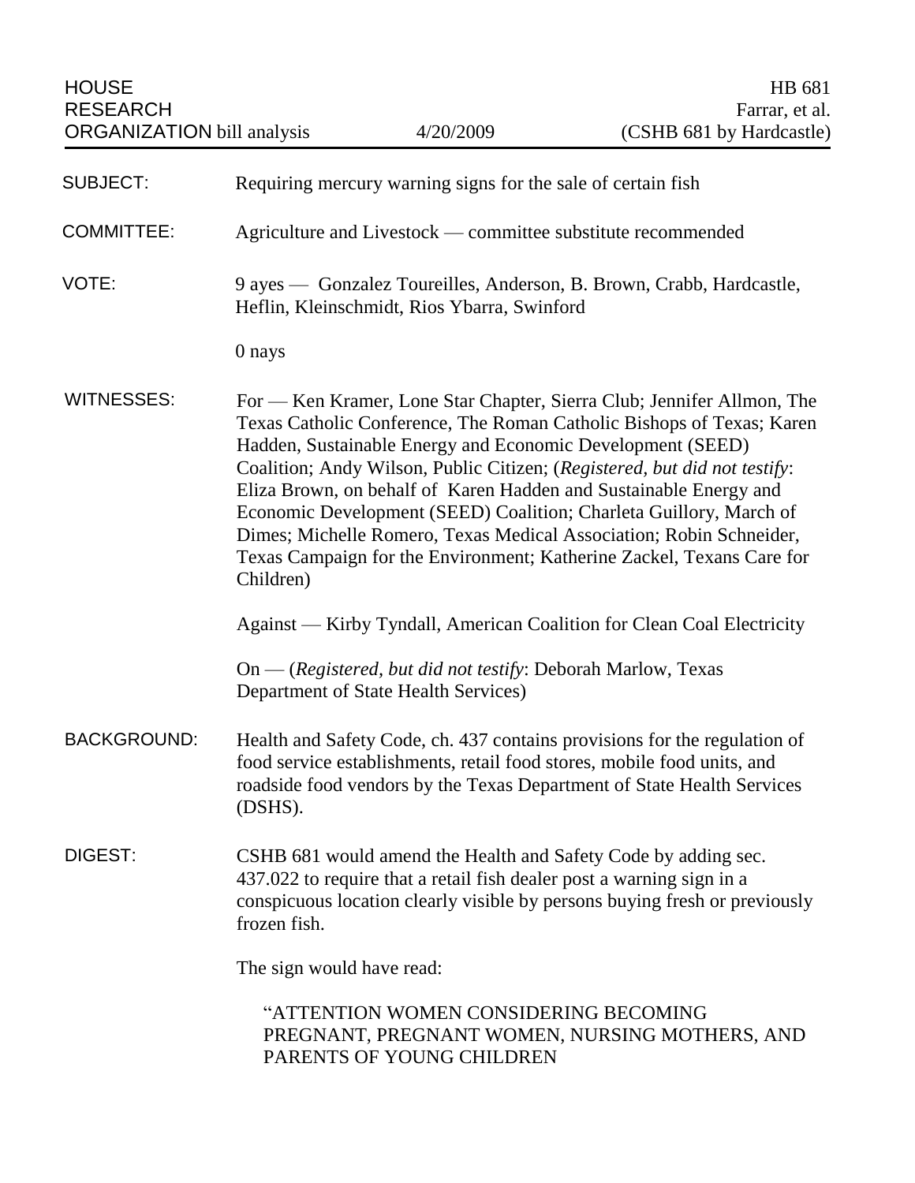HOUSE RESEARCH ORGANIZATION bill analysis | 4/20/2009 | HB 681 Farrar, et al. (CSHB 681 by Hardcastle)

**SUBJECT:** Requiring mercury warning signs for the sale of certain fish

**COMMITTEE:** Agriculture and Livestock — committee substitute recommended

**VOTE:** 9 ayes — Gonzalez Toureilles, Anderson, B. Brown, Crabb, Hardcastle, Heflin, Kleinschmidt, Rios Ybarra, Swinford

0 nays

**WITNESSES:** For — Ken Kramer, Lone Star Chapter, Sierra Club; Jennifer Allmon, The Texas Catholic Conference, The Roman Catholic Bishops of Texas; Karen Hadden, Sustainable Energy and Economic Development (SEED) Coalition; Andy Wilson, Public Citizen; (*Registered, but did not testify*: Eliza Brown, on behalf of Karen Hadden and Sustainable Energy and Economic Development (SEED) Coalition; Charleta Guillory, March of Dimes; Michelle Romero, Texas Medical Association; Robin Schneider, Texas Campaign for the Environment; Katherine Zackel, Texans Care for Children)

Against — Kirby Tyndall, American Coalition for Clean Coal Electricity

On — (*Registered, but did not testify*: Deborah Marlow, Texas Department of State Health Services)

**BACKGROUND:** Health and Safety Code, ch. 437 contains provisions for the regulation of food service establishments, retail food stores, mobile food units, and roadside food vendors by the Texas Department of State Health Services (DSHS).

**DIGEST:** CSHB 681 would amend the Health and Safety Code by adding sec. 437.022 to require that a retail fish dealer post a warning sign in a conspicuous location clearly visible by persons buying fresh or previously frozen fish.

The sign would have read:

> "ATTENTION WOMEN CONSIDERING BECOMING PREGNANT, PREGNANT WOMEN, NURSING MOTHERS, AND PARENTS OF YOUNG CHILDREN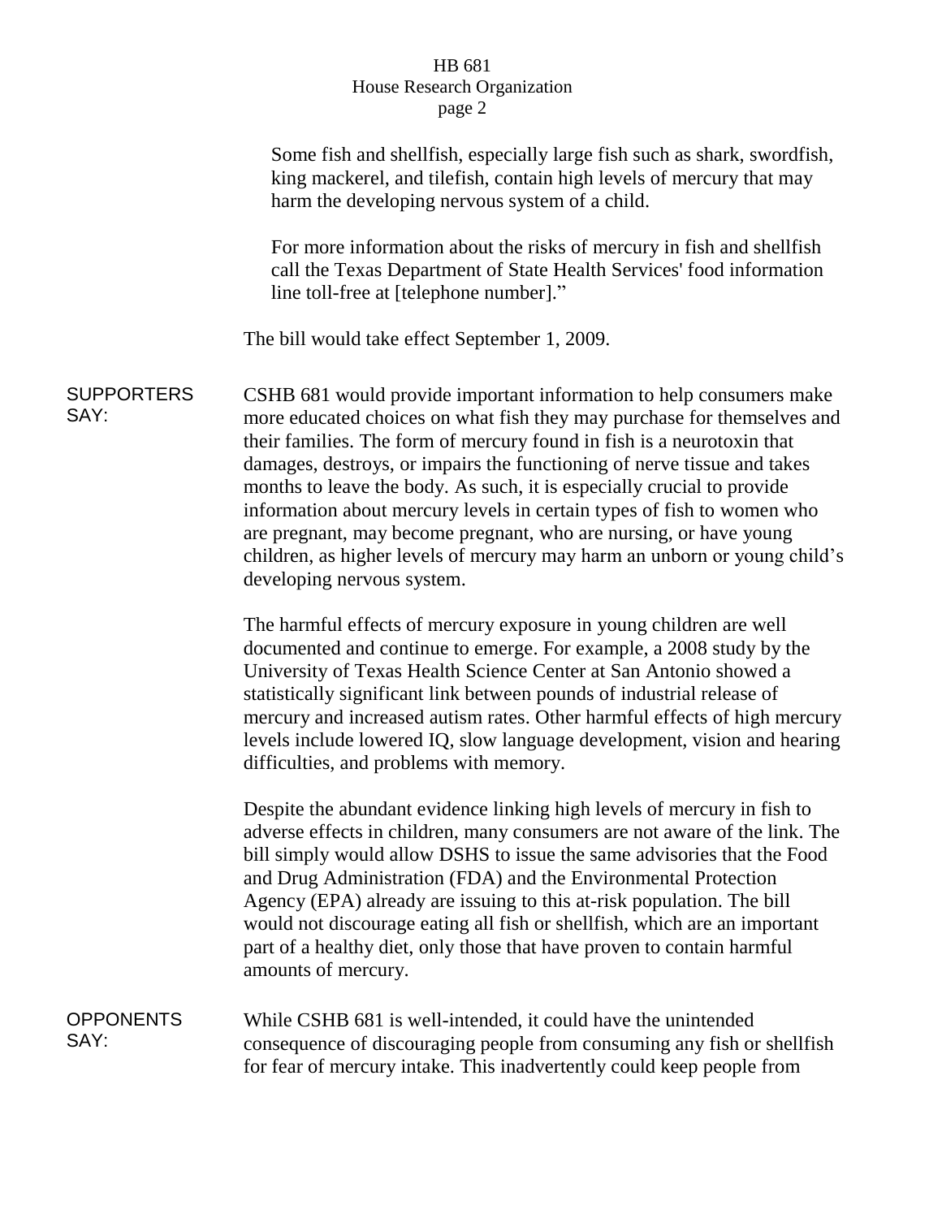Some fish and shellfish, especially large fish such as shark, swordfish, king mackerel, and tilefish, contain high levels of mercury that may harm the developing nervous system of a child.

For more information about the risks of mercury in fish and shellfish call the Texas Department of State Health Services' food information line toll-free at [telephone number]."

The bill would take effect September 1, 2009.

**SUPPORTERS SAY:**

CSHB 681 would provide important information to help consumers make more educated choices on what fish they may purchase for themselves and their families. The form of mercury found in fish is a neurotoxin that damages, destroys, or impairs the functioning of nerve tissue and takes months to leave the body. As such, it is especially crucial to provide information about mercury levels in certain types of fish to women who are pregnant, may become pregnant, who are nursing, or have young children, as higher levels of mercury may harm an unborn or young child's developing nervous system.

The harmful effects of mercury exposure in young children are well documented and continue to emerge. For example, a 2008 study by the University of Texas Health Science Center at San Antonio showed a statistically significant link between pounds of industrial release of mercury and increased autism rates. Other harmful effects of high mercury levels include lowered IQ, slow language development, vision and hearing difficulties, and problems with memory.

Despite the abundant evidence linking high levels of mercury in fish to adverse effects in children, many consumers are not aware of the link. The bill simply would allow DSHS to issue the same advisories that the Food and Drug Administration (FDA) and the Environmental Protection Agency (EPA) already are issuing to this at-risk population. The bill would not discourage eating all fish or shellfish, which are an important part of a healthy diet, only those that have proven to contain harmful amounts of mercury.

**OPPONENTS SAY:**

While CSHB 681 is well-intended, it could have the unintended consequence of discouraging people from consuming any fish or shellfish for fear of mercury intake. This inadvertently could keep people from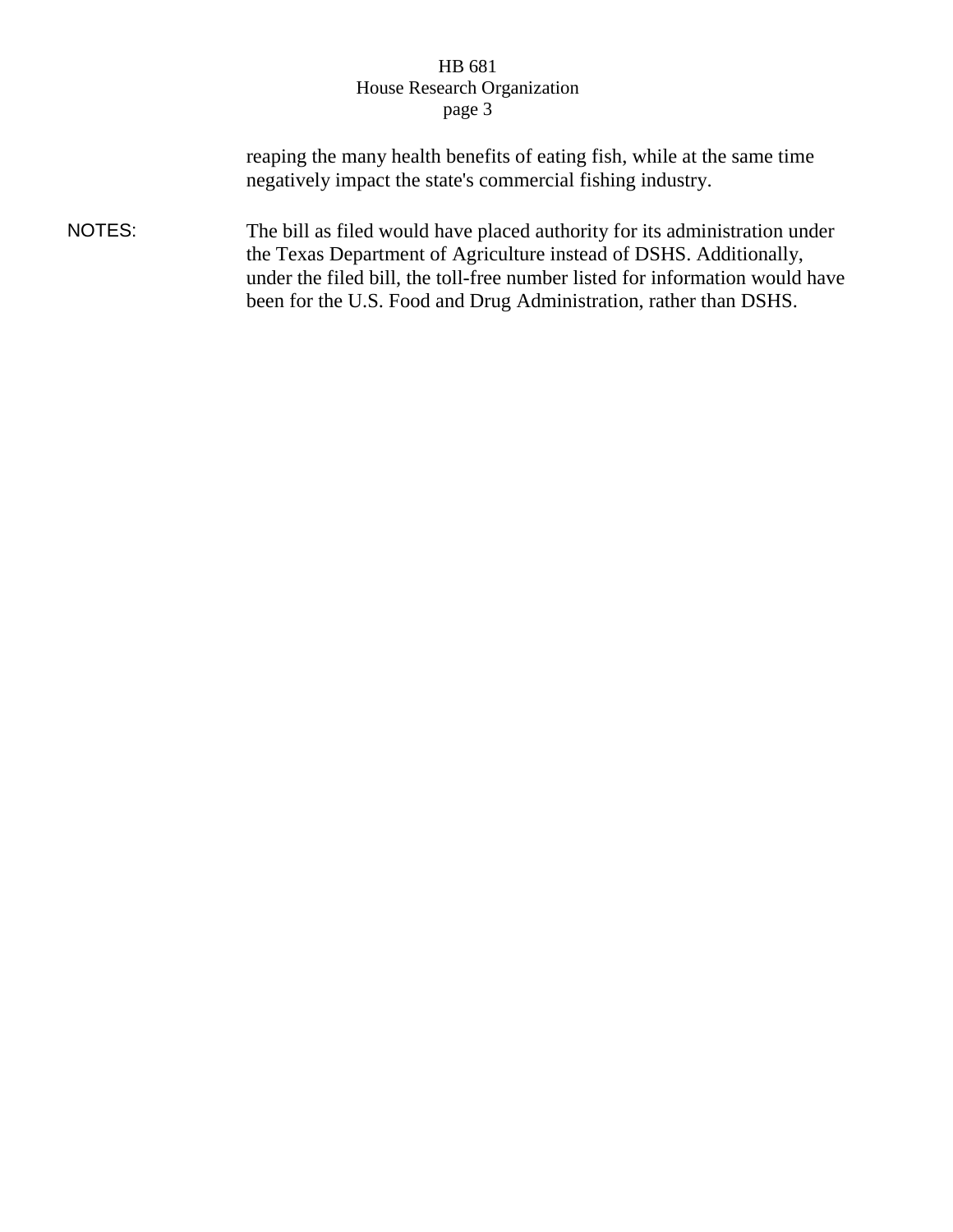reaping the many health benefits of eating fish, while at the same time negatively impact the state's commercial fishing industry.

NOTES: The bill as filed would have placed authority for its administration under the Texas Department of Agriculture instead of DSHS. Additionally, under the filed bill, the toll-free number listed for information would have been for the U.S. Food and Drug Administration, rather than DSHS.